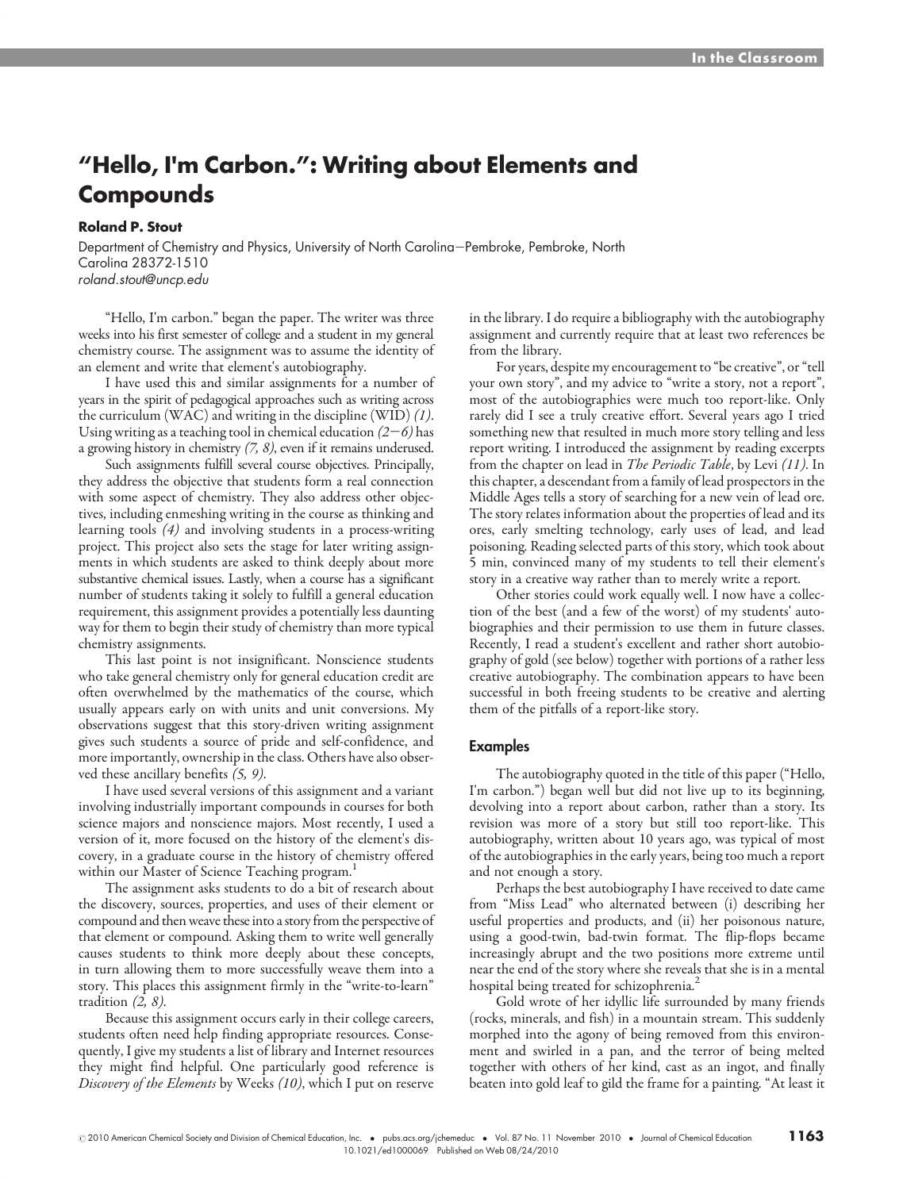// "Hello, I'm Carbon.": Writing about Elements and Compounds

**Roland P. Stout**

Department of Chemistry and Physics, University of North Carolina—Pembroke, Pembroke, North Carolina 28372-1510
*roland.stout@uncp.edu*

"Hello, I'm carbon." began the paper. The writer was three weeks into his first semester of college and a student in my general chemistry course. The assignment was to assume the identity of an element and write that element's autobiography.

I have used this and similar assignments for a number of years in the spirit of pedagogical approaches such as writing across the curriculum (WAC) and writing in the discipline (WID) *(1)*. Using writing as a teaching tool in chemical education *(2–6)* has a growing history in chemistry *(7, 8)*, even if it remains underused.

Such assignments fulfill several course objectives. Principally, they address the objective that students form a real connection with some aspect of chemistry. They also address other objectives, including enmeshing writing in the course as thinking and learning tools *(4)* and involving students in a process-writing project. This project also sets the stage for later writing assignments in which students are asked to think deeply about more substantive chemical issues. Lastly, when a course has a significant number of students taking it solely to fulfill a general education requirement, this assignment provides a potentially less daunting way for them to begin their study of chemistry than more typical chemistry assignments.

This last point is not insignificant. Nonscience students who take general chemistry only for general education credit are often overwhelmed by the mathematics of the course, which usually appears early on with units and unit conversions. My observations suggest that this story-driven writing assignment gives such students a source of pride and self-confidence, and more importantly, ownership in the class. Others have also observed these ancillary benefits *(5, 9)*.

I have used several versions of this assignment and a variant involving industrially important compounds in courses for both science majors and nonscience majors. Most recently, I used a version of it, more focused on the history of the element's discovery, in a graduate course in the history of chemistry offered within our Master of Science Teaching program.[1]

The assignment asks students to do a bit of research about the discovery, sources, properties, and uses of their element or compound and then weave these into a story from the perspective of that element or compound. Asking them to write well generally causes students to think more deeply about these concepts, in turn allowing them to more successfully weave them into a story. This places this assignment firmly in the "write-to-learn" tradition *(2, 8)*.

Because this assignment occurs early in their college careers, students often need help finding appropriate resources. Consequently, I give my students a list of library and Internet resources they might find helpful. One particularly good reference is *Discovery of the Elements* by Weeks *(10)*, which I put on reserve in the library. I do require a bibliography with the autobiography assignment and currently require that at least two references be from the library.

For years, despite my encouragement to "be creative", or "tell your own story", and my advice to "write a story, not a report", most of the autobiographies were much too report-like. Only rarely did I see a truly creative effort. Several years ago I tried something new that resulted in much more story telling and less report writing. I introduced the assignment by reading excerpts from the chapter on lead in *The Periodic Table*, by Levi *(11)*. In this chapter, a descendant from a family of lead prospectors in the Middle Ages tells a story of searching for a new vein of lead ore. The story relates information about the properties of lead and its ores, early smelting technology, early uses of lead, and lead poisoning. Reading selected parts of this story, which took about 5 min, convinced many of my students to tell their element's story in a creative way rather than to merely write a report.

Other stories could work equally well. I now have a collection of the best (and a few of the worst) of my students' autobiographies and their permission to use them in future classes. Recently, I read a student's excellent and rather short autobiography of gold (see below) together with portions of a rather less creative autobiography. The combination appears to have been successful in both freeing students to be creative and alerting them of the pitfalls of a report-like story.

## Examples

The autobiography quoted in the title of this paper ("Hello, I'm carbon.") began well but did not live up to its beginning, devolving into a report about carbon, rather than a story. Its revision was more of a story but still too report-like. This autobiography, written about 10 years ago, was typical of most of the autobiographies in the early years, being too much a report and not enough a story.

Perhaps the best autobiography I have received to date came from "Miss Lead" who alternated between (i) describing her useful properties and products, and (ii) her poisonous nature, using a good-twin, bad-twin format. The flip-flops became increasingly abrupt and the two positions more extreme until near the end of the story where she reveals that she is in a mental hospital being treated for schizophrenia.[2]

Gold wrote of her idyllic life surrounded by many friends (rocks, minerals, and fish) in a mountain stream. This suddenly morphed into the agony of being removed from this environment and swirled in a pan, and the terror of being melted together with others of her kind, cast as an ingot, and finally beaten into gold leaf to gild the frame for a painting. "At least it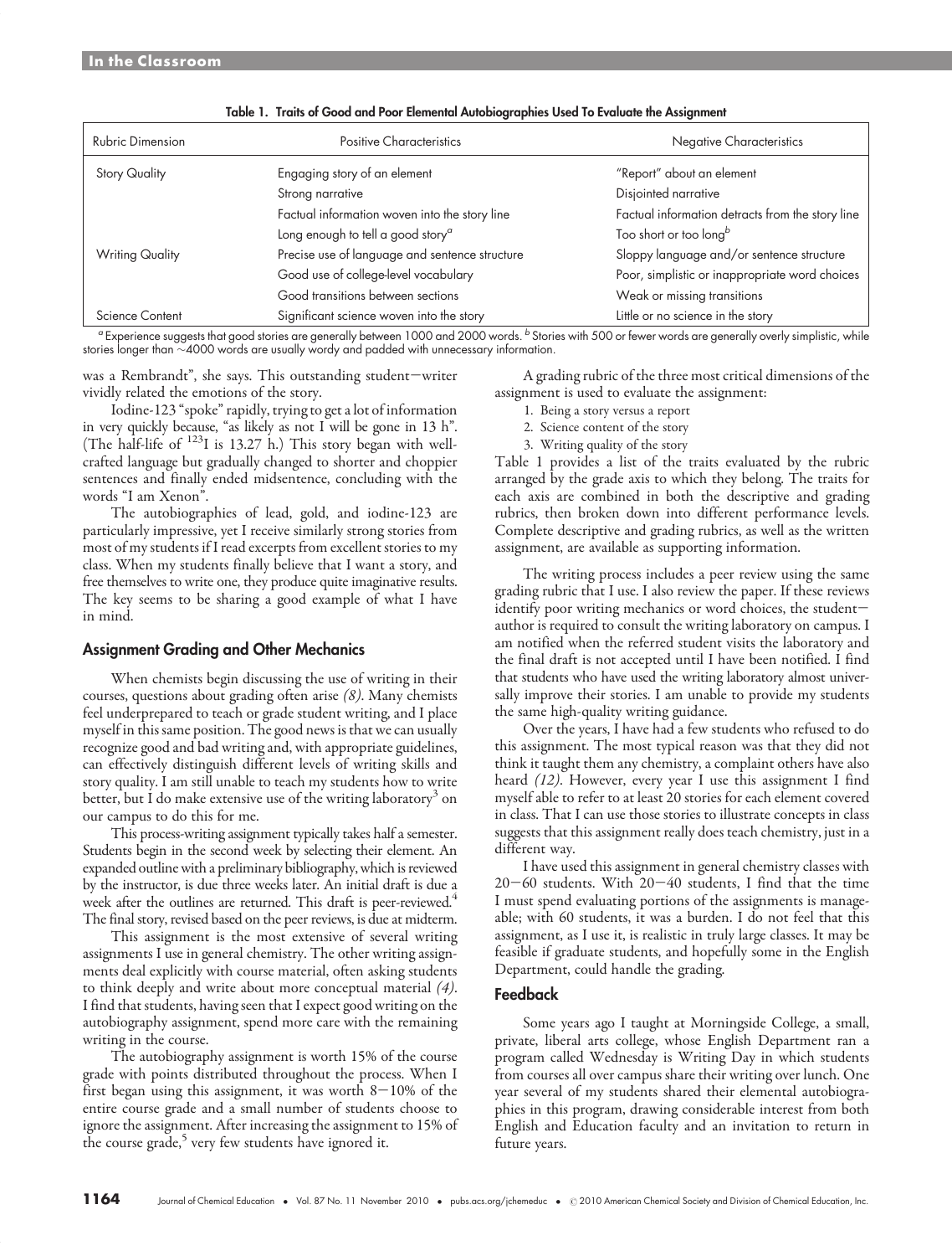Table 1. Traits of Good and Poor Elemental Autobiographies Used To Evaluate the Assignment

| Rubric Dimension | Positive Characteristics | Negative Characteristics |
| --- | --- | --- |
| Story Quality | Engaging story of an element | "Report" about an element |
| | Strong narrative | Disjointed narrative |
| | Factual information woven into the story line | Factual information detracts from the story line |
| | Long enough to tell a good story[a] | Too short or too long[b] |
| Writing Quality | Precise use of language and sentence structure | Sloppy language and/or sentence structure |
| | Good use of college-level vocabulary | Poor, simplistic or inappropriate word choices |
| | Good transitions between sections | Weak or missing transitions |
| Science Content | Significant science woven into the story | Little or no science in the story |

[a] Experience suggests that good stories are generally between 1000 and 2000 words. [b] Stories with 500 or fewer words are generally overly simplistic, while stories longer than ~4000 words are usually wordy and padded with unnecessary information.

was a Rembrandt", she says. This outstanding student–writer vividly related the emotions of the story.

Iodine-123 "spoke" rapidly, trying to get a lot of information in very quickly because, "as likely as not I will be gone in 13 h". (The half-life of $^{123}$I is 13.27 h.) This story began with well-crafted language but gradually changed to shorter and choppier sentences and finally ended midsentence, concluding with the words "I am Xenon".

The autobiographies of lead, gold, and iodine-123 are particularly impressive, yet I receive similarly strong stories from most of my students if I read excerpts from excellent stories to my class. When my students finally believe that I want a story, and free themselves to write one, they produce quite imaginative results. The key seems to be sharing a good example of what I have in mind.

## Assignment Grading and Other Mechanics

When chemists begin discussing the use of writing in their courses, questions about grading often arise *(8)*. Many chemists feel underprepared to teach or grade student writing, and I place myself in this same position. The good news is that we can usually recognize good and bad writing and, with appropriate guidelines, can effectively distinguish different levels of writing skills and story quality. I am still unable to teach my students how to write better, but I do make extensive use of the writing laboratory[3] on our campus to do this for me.

This process-writing assignment typically takes half a semester. Students begin in the second week by selecting their element. An expanded outline with a preliminary bibliography, which is reviewed by the instructor, is due three weeks later. An initial draft is due a week after the outlines are returned. This draft is peer-reviewed.[4] The final story, revised based on the peer reviews, is due at midterm.

This assignment is the most extensive of several writing assignments I use in general chemistry. The other writing assignments deal explicitly with course material, often asking students to think deeply and write about more conceptual material *(4)*. I find that students, having seen that I expect good writing on the autobiography assignment, spend more care with the remaining writing in the course.

The autobiography assignment is worth 15% of the course grade with points distributed throughout the process. When I first began using this assignment, it was worth 8–10% of the entire course grade and a small number of students choose to ignore the assignment. After increasing the assignment to 15% of the course grade,[5] very few students have ignored it.

A grading rubric of the three most critical dimensions of the assignment is used to evaluate the assignment:

1. Being a story versus a report
2. Science content of the story
3. Writing quality of the story

Table 1 provides a list of the traits evaluated by the rubric arranged by the grade axis to which they belong. The traits for each axis are combined in both the descriptive and grading rubrics, then broken down into different performance levels. Complete descriptive and grading rubrics, as well as the written assignment, are available as supporting information.

The writing process includes a peer review using the same grading rubric that I use. I also review the paper. If these reviews identify poor writing mechanics or word choices, the student–author is required to consult the writing laboratory on campus. I am notified when the referred student visits the laboratory and the final draft is not accepted until I have been notified. I find that students who have used the writing laboratory almost universally improve their stories. I am unable to provide my students the same high-quality writing guidance.

Over the years, I have had a few students who refused to do this assignment. The most typical reason was that they did not think it taught them any chemistry, a complaint others have also heard *(12)*. However, every year I use this assignment I find myself able to refer to at least 20 stories for each element covered in class. That I can use those stories to illustrate concepts in class suggests that this assignment really does teach chemistry, just in a different way.

I have used this assignment in general chemistry classes with 20–60 students. With 20–40 students, I find that the time I must spend evaluating portions of the assignments is manageable; with 60 students, it was a burden. I do not feel that this assignment, as I use it, is realistic in truly large classes. It may be feasible if graduate students, and hopefully some in the English Department, could handle the grading.

## Feedback

Some years ago I taught at Morningside College, a small, private, liberal arts college, whose English Department ran a program called Wednesday is Writing Day in which students from courses all over campus share their writing over lunch. One year several of my students shared their elemental autobiographies in this program, drawing considerable interest from both English and Education faculty and an invitation to return in future years.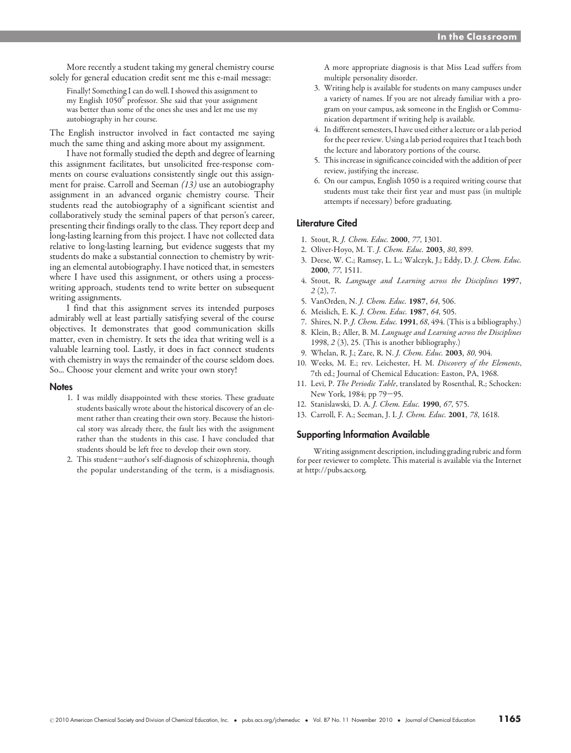More recently a student taking my general chemistry course solely for general education credit sent me this e-mail message:

> Finally! Something I can do well. I showed this assignment to my English 1050[6] professor. She said that your assignment was better than some of the ones she uses and let me use my autobiography in her course.

The English instructor involved in fact contacted me saying much the same thing and asking more about my assignment.

I have not formally studied the depth and degree of learning this assignment facilitates, but unsolicited free-response comments on course evaluations consistently single out this assignment for praise. Carroll and Seeman *(13)* use an autobiography assignment in an advanced organic chemistry course. Their students read the autobiography of a significant scientist and collaboratively study the seminal papers of that person's career, presenting their findings orally to the class. They report deep and long-lasting learning from this project. I have not collected data relative to long-lasting learning, but evidence suggests that my students do make a substantial connection to chemistry by writing an elemental autobiography. I have noticed that, in semesters where I have used this assignment, or others using a process-writing approach, students tend to write better on subsequent writing assignments.

I find that this assignment serves its intended purposes admirably well at least partially satisfying several of the course objectives. It demonstrates that good communication skills matter, even in chemistry. It sets the idea that writing well is a valuable learning tool. Lastly, it does in fact connect students with chemistry in ways the remainder of the course seldom does. So... Choose your element and write your own story!

## Notes

1. I was mildly disappointed with these stories. These graduate students basically wrote about the historical discovery of an element rather than creating their own story. Because the historical story was already there, the fault lies with the assignment rather than the students in this case. I have concluded that students should be left free to develop their own story.
2. This student–author's self-diagnosis of schizophrenia, though the popular understanding of the term, is a misdiagnosis. A more appropriate diagnosis is that Miss Lead suffers from multiple personality disorder.
3. Writing help is available for students on many campuses under a variety of names. If you are not already familiar with a program on your campus, ask someone in the English or Communication department if writing help is available.
4. In different semesters, I have used either a lecture or a lab period for the peer review. Using a lab period requires that I teach both the lecture and laboratory portions of the course.
5. This increase in significance coincided with the addition of peer review, justifying the increase.
6. On our campus, English 1050 is a required writing course that students must take their first year and must pass (in multiple attempts if necessary) before graduating.

## Literature Cited

1. Stout, R. *J. Chem. Educ.* **2000**, *77*, 1301.
2. Oliver-Hoyo, M. T. *J. Chem. Educ.* **2003**, *80*, 899.
3. Deese, W. C.; Ramsey, L. L.; Walczyk, J.; Eddy, D. *J. Chem. Educ.* **2000**, *77*, 1511.
4. Stout, R. *Language and Learning across the Disciplines* **1997**, *2* (2), 7.
5. VanOrden, N. *J. Chem. Educ.* **1987**, *64*, 506.
6. Meislich, E. K. *J. Chem. Educ.* **1987**, *64*, 505.
7. Shires, N. P. *J. Chem. Educ.* **1991**, *68*, 494. (This is a bibliography.)
8. Klein, B.; Aller, B. M. *Language and Learning across the Disciplines* 1998, *2* (3), 25. (This is another bibliography.)
9. Whelan, R. J.; Zare, R. N. *J. Chem. Educ.* **2003**, *80*, 904.
10. Weeks, M. E.; rev. Leichester, H. M. *Discovery of the Elements*, 7th ed.; Journal of Chemical Education: Easton, PA, 1968.
11. Levi, P. *The Periodic Table*, translated by Rosenthal, R.; Schocken: New York, 1984; pp 79–95.
12. Stanislawski, D. A. *J. Chem. Educ.* **1990**, *67*, 575.
13. Carroll, F. A.; Seeman, J. I. *J. Chem. Educ.* **2001**, *78*, 1618.

## Supporting Information Available

Writing assignment description, including grading rubric and form for peer reviewer to complete. This material is available via the Internet at http://pubs.acs.org.